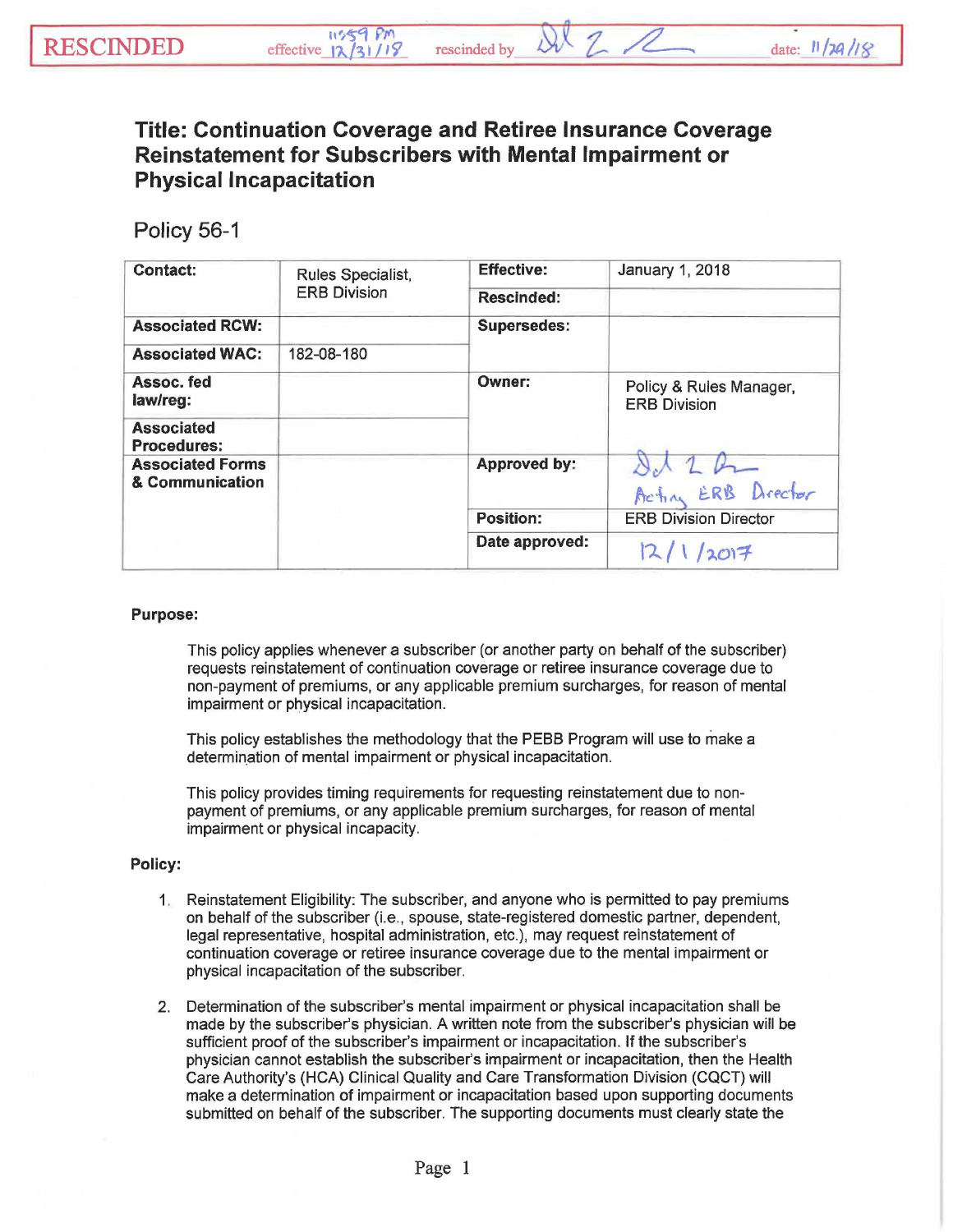RESCINDED effective 11:59 PM 12/31/18 rescinded by [signature] date: 11/29/18

# Title: Continuation Coverage and Retiree Insurance Coverage Reinstatement for Subscribers with Mental Impairment or Physical Incapacitation

## Policy 56-1

| Contact: | Rules Specialist, ERB Division | Effective: | January 1, 2018 |
|---|---|---|---|
| | | Rescinded: | |
| Associated RCW: | | Supersedes: | |
| Associated WAC: | 182-08-180 | | |
| Assoc. fed law/reg: | | Owner: | Policy & Rules Manager, ERB Division |
| Associated Procedures: | | | |
| Associated Forms & Communication | | Approved by: | [signature] Acting ERB Director |
| | | Position: | ERB Division Director |
| | | Date approved: | 12/1/2017 |

**Purpose:**

This policy applies whenever a subscriber (or another party on behalf of the subscriber) requests reinstatement of continuation coverage or retiree insurance coverage due to non-payment of premiums, or any applicable premium surcharges, for reason of mental impairment or physical incapacitation.

This policy establishes the methodology that the PEBB Program will use to make a determination of mental impairment or physical incapacitation.

This policy provides timing requirements for requesting reinstatement due to non-payment of premiums, or any applicable premium surcharges, for reason of mental impairment or physical incapacity.

**Policy:**

1. Reinstatement Eligibility: The subscriber, and anyone who is permitted to pay premiums on behalf of the subscriber (i.e., spouse, state-registered domestic partner, dependent, legal representative, hospital administration, etc.), may request reinstatement of continuation coverage or retiree insurance coverage due to the mental impairment or physical incapacitation of the subscriber.

2. Determination of the subscriber's mental impairment or physical incapacitation shall be made by the subscriber's physician. A written note from the subscriber's physician will be sufficient proof of the subscriber's impairment or incapacitation. If the subscriber's physician cannot establish the subscriber's impairment or incapacitation, then the Health Care Authority's (HCA) Clinical Quality and Care Transformation Division (CQCT) will make a determination of impairment or incapacitation based upon supporting documents submitted on behalf of the subscriber. The supporting documents must clearly state the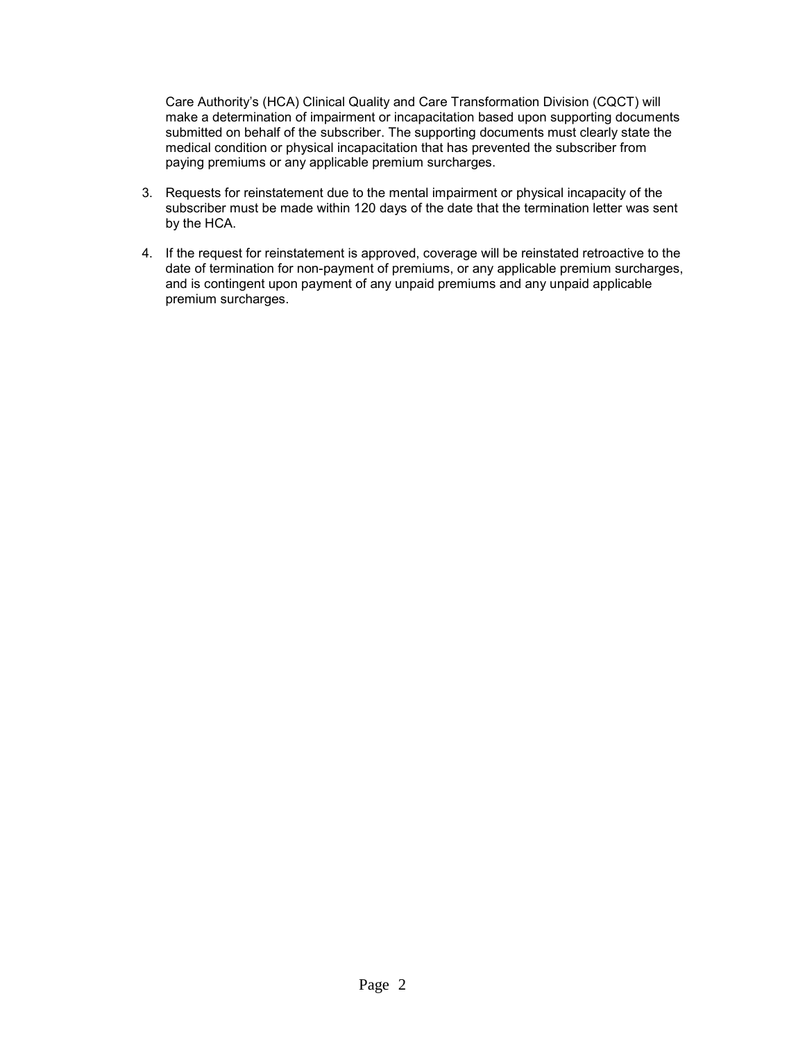Care Authority's (HCA) Clinical Quality and Care Transformation Division (CQCT) will make a determination of impairment or incapacitation based upon supporting documents submitted on behalf of the subscriber. The supporting documents must clearly state the medical condition or physical incapacitation that has prevented the subscriber from paying premiums or any applicable premium surcharges.

3. Requests for reinstatement due to the mental impairment or physical incapacity of the subscriber must be made within 120 days of the date that the termination letter was sent by the HCA.

4. If the request for reinstatement is approved, coverage will be reinstated retroactive to the date of termination for non-payment of premiums, or any applicable premium surcharges, and is contingent upon payment of any unpaid premiums and any unpaid applicable premium surcharges.